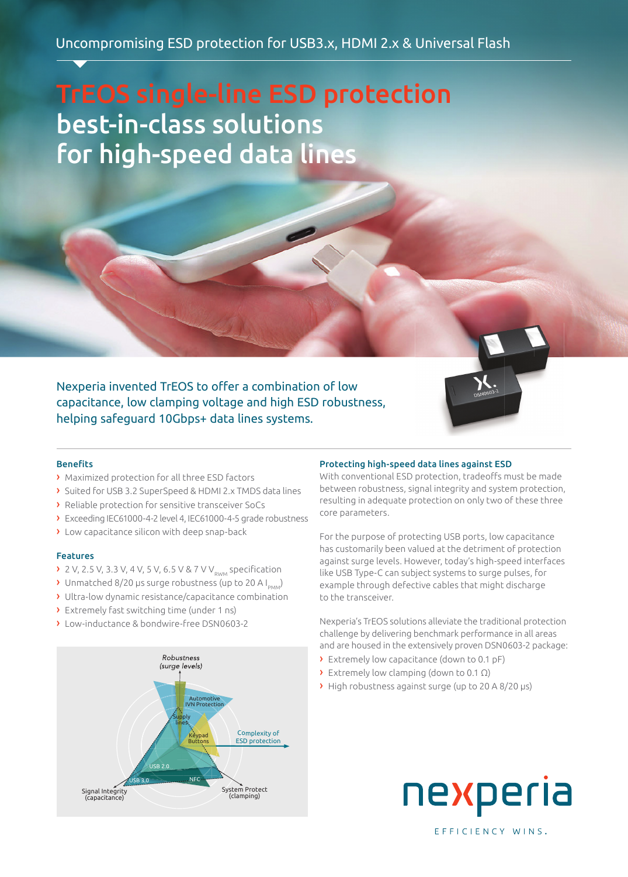Uncompromising ESD protection for USB3.x, HDMI 2.x & Universal Flash

# TrEOS single-line ESD protection best-in-class solutions for high-speed data lines

Nexperia invented TrEOS to offer a combination of low capacitance, low clamping voltage and high ESD robustness, helping safeguard 10Gbps+ data lines systems.

### Benefits

- Maximized protection for all three ESD factors
- Suited for USB 3.2 SuperSpeed & HDMI 2.x TMDS data lines
- Reliable protection for sensitive transceiver SoCs
- Exceeding IEC61000-4-2 level 4, IEC61000-4-5 grade robustness
- Low capacitance silicon with deep snap-back

### Features

- 2 V, 2.5 V, 3.3 V, 4 V, 5 V, 6.5 V & 7 V $V_{RWM}$ specification
- Unmatched 8/20 µs surge robustness (up to 20 A $I_{PMM}$)
- Ultra-low dynamic resistance/capacitance combination
- Extremely fast switching time (under 1 ns)
- Low-inductance & bondwire-free DSN0603-2

*Robustness (surge levels)*, Automotive IVN Protection, Supply lines, Keypad Buttons, Complexity of ESD protection, USB 2.0, USB 3.0, NFC, Signal Integrity (capacitance), System Protect (clamping)

### Protecting high-speed data lines against ESD

With conventional ESD protection, tradeoffs must be made between robustness, signal integrity and system protection, resulting in adequate protection on only two of these three core parameters.

For the purpose of protecting USB ports, low capacitance has customarily been valued at the detriment of protection against surge levels. However, today's high-speed interfaces like USB Type-C can subject systems to surge pulses, for example through defective cables that might discharge to the transceiver.

Nexperia's TrEOS solutions alleviate the traditional protection challenge by delivering benchmark performance in all areas and are housed in the extensively proven DSN0603-2 package:

- Extremely low capacitance (down to 0.1 pF)
- Extremely low clamping (down to 0.1 Ω)
- High robustness against surge (up to 20 A 8/20 µs)

nexperia

EFFICIENCY WINS.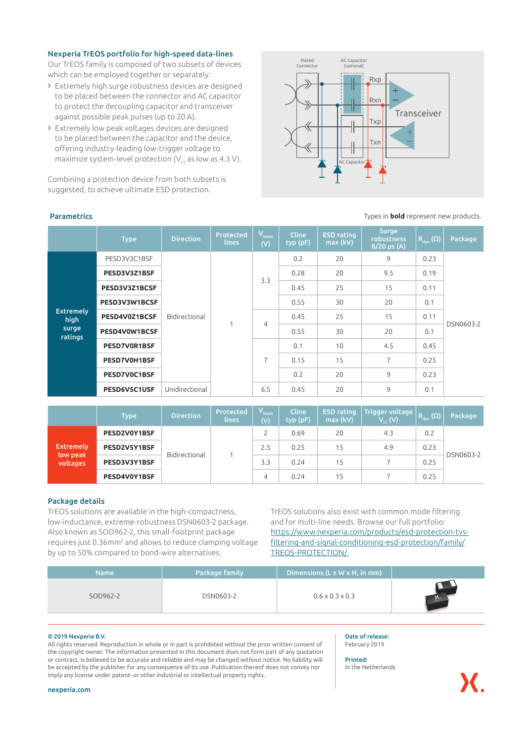## Nexperia TrEOS portfolio for high-speed data-lines

Our TrEOS family is composed of two subsets of devices which can be employed together or separately:

- Extremely high surge robustness devices are designed to be placed between the connector and AC capacitor to protect the decoupling capacitor and transceiver against possible peak pulses (up to 20 A).
- Extremely low peak voltages devices are designed to be placed between the capacitor and the device, offering industry-leading low-trigger voltage to maximize system-level protection ($V_{t1}$ as low as 4.3 V).

Combining a protection device from both subsets is suggested, to achieve ultimate ESD protection.

Mated Connector
AC Capacitor (optional)
Rxp
Rxn
Txp
Txn
Transceiver
AC Capacitor

## Parametrics

Types in **bold** represent new products.

| | Type | Direction | Protected lines | $V_{RWM}$ (V) | Cline typ (pF) | ESD rating max (kV) | Surge robustness 8/20 µs (A) | $R_{dyn}$ (Ω) | Package |
|---|---|---|---|---|---|---|---|---|---|
| Extremely high surge ratings | PESD3V3C1BSF | Bidirectional | 1 | 3.3 | 0.2 | 20 | 9 | 0.23 | DSN0603-2 |
| | **PESD3V3Z1BSF** | | | | 0.28 | 20 | 9.5 | 0.19 | |
| | **PESD3V3Z1BCSF** | | | | 0.45 | 25 | 15 | 0.11 | |
| | **PESD3V3W1BCSF** | | | | 0.55 | 30 | 20 | 0.1 | |
| | **PESD4V0Z1BCSF** | | | 4 | 0.45 | 25 | 15 | 0.11 | |
| | **PESD4V0W1BCSF** | | | | 0.55 | 30 | 20 | 0.1 | |
| | **PESD7V0R1BSF** | | | 7 | 0.1 | 10 | 4.5 | 0.45 | |
| | **PESD7V0H1BSF** | | | | 0.15 | 15 | 7 | 0.25 | |
| | **PESD7V0C1BSF** | | | | 0.2 | 20 | 9 | 0.23 | |
| | **PESD6V5C1USF** | Unidirectional | | 6.5 | 0.45 | 20 | 9 | 0.1 | |

| | Type | Direction | Protected lines | $V_{RWM}$ (V) | Cline typ (pF) | ESD rating max (kV) | Trigger voltage $V_{t1}$ (V) | $R_{dyn}$ (Ω) | Package |
|---|---|---|---|---|---|---|---|---|---|
| Extremely low peak voltages | **PESD2V0Y1BSF** | Bidirectional | 1 | 2 | 0.69 | 20 | 4.3 | 0.2 | DSN0603-2 |
| | **PESD2V5Y1BSF** | | | 2.5 | 0.25 | 15 | 4.9 | 0.23 | |
| | **PESD3V3Y1BSF** | | | 3.3 | 0.24 | 15 | 7 | 0.25 | |
| | **PESD4V0Y1BSF** | | | 4 | 0.24 | 15 | 7 | 0.25 | |

## Package details

TrEOS solutions are available in the high-compactness, low-inductance, extreme-robustness DSN0603-2 package. Also known as SOD962-2, this small-footprint package requires just 0.36mm² and allows to reduce clamping voltage by up to 50% compared to bond-wire alternatives.

TrEOS solutions also exist with common mode filtering and for multi-line needs. Browse our full portfolio: https://www.nexperia.com/products/esd-protection-tvs-filtering-and-signal-conditioning-esd-protection/family/TREOS-PROTECTION/

| Name | Package family | Dimensions (L x W x H, in mm) | |
|---|---|---|---|
| SOD962-2 | DSN0603-2 | 0.6 x 0.3 x 0.3 | |

**© 2019 Nexperia B.V.**

All rights reserved. Reproduction in whole or in part is prohibited without the prior written consent of the copyright owner. The information presented in this document does not form part of any quotation or contract, is believed to be accurate and reliable and may be changed without notice. No liability will be accepted by the publisher for any consequence of its use. Publication thereof does not convey nor imply any license under patent- or other industrial or intellectual property rights.

**Date of release:**
February 2019

**Printed:**
In the Netherlands

nexperia.com